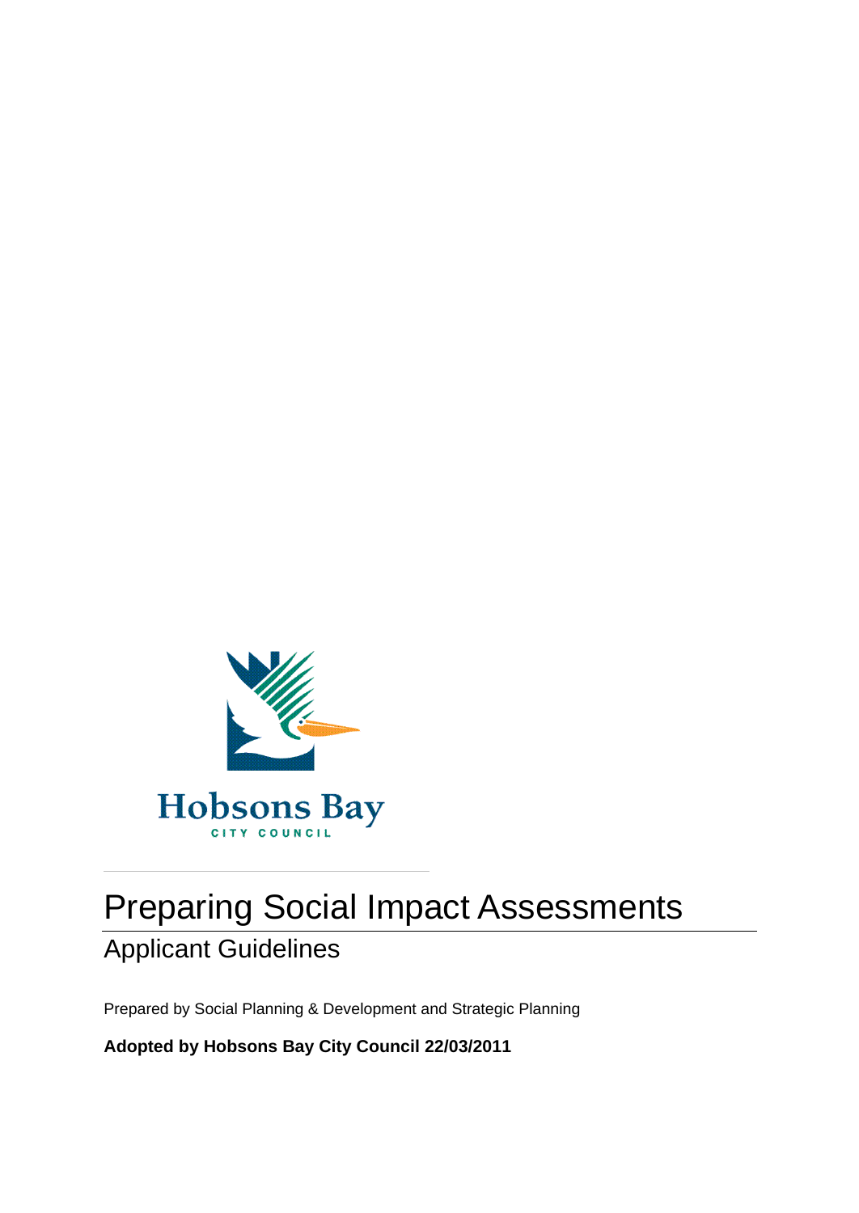Hobsons Bay

CITY COUNCIL

# Preparing Social Impact Assessments

## Applicant Guidelines

Prepared by Social Planning & Development and Strategic Planning

**Adopted by Hobsons Bay City Council 22/03/2011**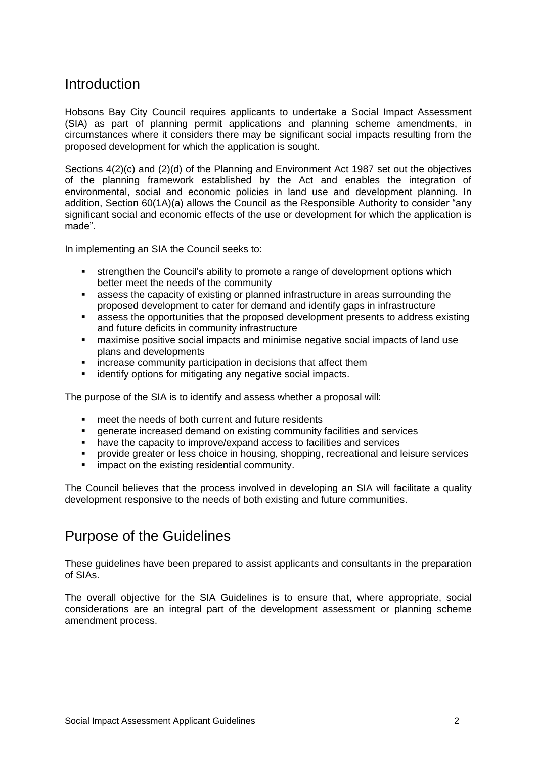## Introduction

Hobsons Bay City Council requires applicants to undertake a Social Impact Assessment (SIA) as part of planning permit applications and planning scheme amendments, in circumstances where it considers there may be significant social impacts resulting from the proposed development for which the application is sought.

Sections 4(2)(c) and (2)(d) of the Planning and Environment Act 1987 set out the objectives of the planning framework established by the Act and enables the integration of environmental, social and economic policies in land use and development planning. In addition, Section 60(1A)(a) allows the Council as the Responsible Authority to consider "any significant social and economic effects of the use or development for which the application is made".

In implementing an SIA the Council seeks to:

- strengthen the Council's ability to promote a range of development options which better meet the needs of the community
- assess the capacity of existing or planned infrastructure in areas surrounding the proposed development to cater for demand and identify gaps in infrastructure
- assess the opportunities that the proposed development presents to address existing and future deficits in community infrastructure
- maximise positive social impacts and minimise negative social impacts of land use plans and developments
- increase community participation in decisions that affect them
- identify options for mitigating any negative social impacts.

The purpose of the SIA is to identify and assess whether a proposal will:

- meet the needs of both current and future residents
- generate increased demand on existing community facilities and services
- have the capacity to improve/expand access to facilities and services
- provide greater or less choice in housing, shopping, recreational and leisure services
- impact on the existing residential community.

The Council believes that the process involved in developing an SIA will facilitate a quality development responsive to the needs of both existing and future communities.

## Purpose of the Guidelines

These guidelines have been prepared to assist applicants and consultants in the preparation of SIAs.

The overall objective for the SIA Guidelines is to ensure that, where appropriate, social considerations are an integral part of the development assessment or planning scheme amendment process.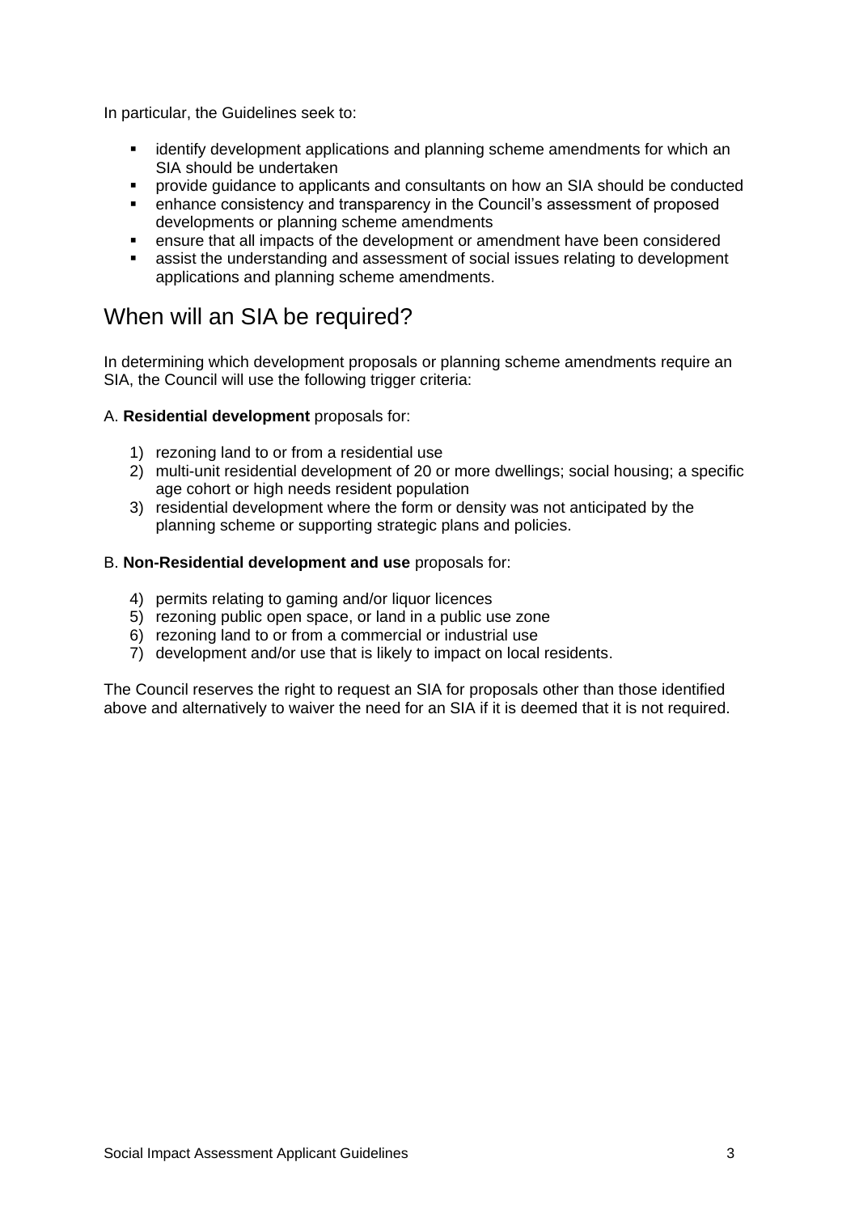In particular, the Guidelines seek to:

- identify development applications and planning scheme amendments for which an SIA should be undertaken
- provide guidance to applicants and consultants on how an SIA should be conducted
- enhance consistency and transparency in the Council's assessment of proposed developments or planning scheme amendments
- ensure that all impacts of the development or amendment have been considered
- assist the understanding and assessment of social issues relating to development applications and planning scheme amendments.

## When will an SIA be required?

In determining which development proposals or planning scheme amendments require an SIA, the Council will use the following trigger criteria:

A. **Residential development** proposals for:

1) rezoning land to or from a residential use
2) multi-unit residential development of 20 or more dwellings; social housing; a specific age cohort or high needs resident population
3) residential development where the form or density was not anticipated by the planning scheme or supporting strategic plans and policies.

B. **Non-Residential development and use** proposals for:

4) permits relating to gaming and/or liquor licences
5) rezoning public open space, or land in a public use zone
6) rezoning land to or from a commercial or industrial use
7) development and/or use that is likely to impact on local residents.

The Council reserves the right to request an SIA for proposals other than those identified above and alternatively to waiver the need for an SIA if it is deemed that it is not required.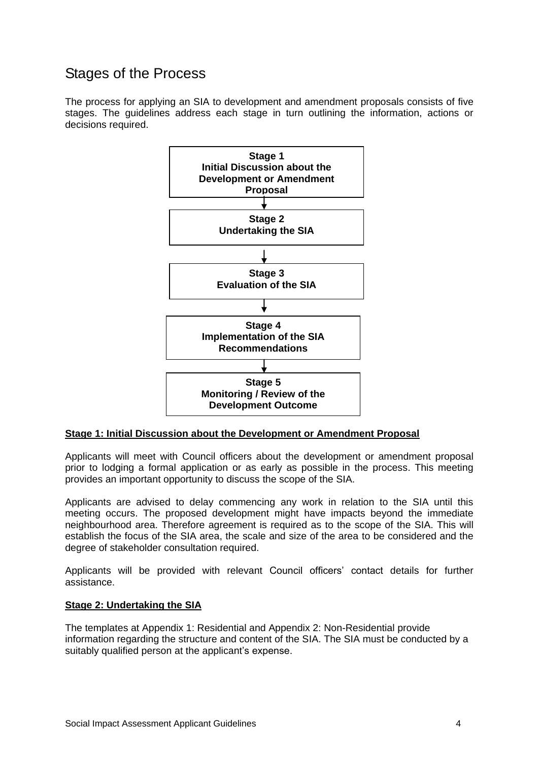## Stages of the Process

The process for applying an SIA to development and amendment proposals consists of five stages. The guidelines address each stage in turn outlining the information, actions or decisions required.

**Stage 1**
**Initial Discussion about the Development or Amendment Proposal**

↓

**Stage 2**
**Undertaking the SIA**

↓

**Stage 3**
**Evaluation of the SIA**

↓

**Stage 4**
**Implementation of the SIA Recommendations**

↓

**Stage 5**
**Monitoring / Review of the Development Outcome**

**Stage 1: Initial Discussion about the Development or Amendment Proposal**

Applicants will meet with Council officers about the development or amendment proposal prior to lodging a formal application or as early as possible in the process. This meeting provides an important opportunity to discuss the scope of the SIA.

Applicants are advised to delay commencing any work in relation to the SIA until this meeting occurs. The proposed development might have impacts beyond the immediate neighbourhood area. Therefore agreement is required as to the scope of the SIA. This will establish the focus of the SIA area, the scale and size of the area to be considered and the degree of stakeholder consultation required.

Applicants will be provided with relevant Council officers' contact details for further assistance.

**Stage 2: Undertaking the SIA**

The templates at Appendix 1: Residential and Appendix 2: Non-Residential provide information regarding the structure and content of the SIA. The SIA must be conducted by a suitably qualified person at the applicant's expense.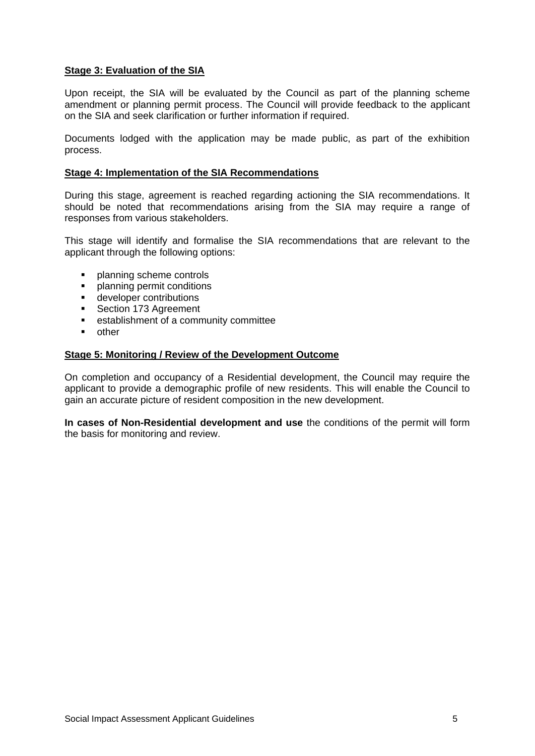**Stage 3: Evaluation of the SIA**

Upon receipt, the SIA will be evaluated by the Council as part of the planning scheme amendment or planning permit process. The Council will provide feedback to the applicant on the SIA and seek clarification or further information if required.

Documents lodged with the application may be made public, as part of the exhibition process.

**Stage 4: Implementation of the SIA Recommendations**

During this stage, agreement is reached regarding actioning the SIA recommendations. It should be noted that recommendations arising from the SIA may require a range of responses from various stakeholders.

This stage will identify and formalise the SIA recommendations that are relevant to the applicant through the following options:

- planning scheme controls
- planning permit conditions
- developer contributions
- Section 173 Agreement
- establishment of a community committee
- other

**Stage 5: Monitoring / Review of the Development Outcome**

On completion and occupancy of a Residential development, the Council may require the applicant to provide a demographic profile of new residents. This will enable the Council to gain an accurate picture of resident composition in the new development.

**In cases of Non-Residential development and use** the conditions of the permit will form the basis for monitoring and review.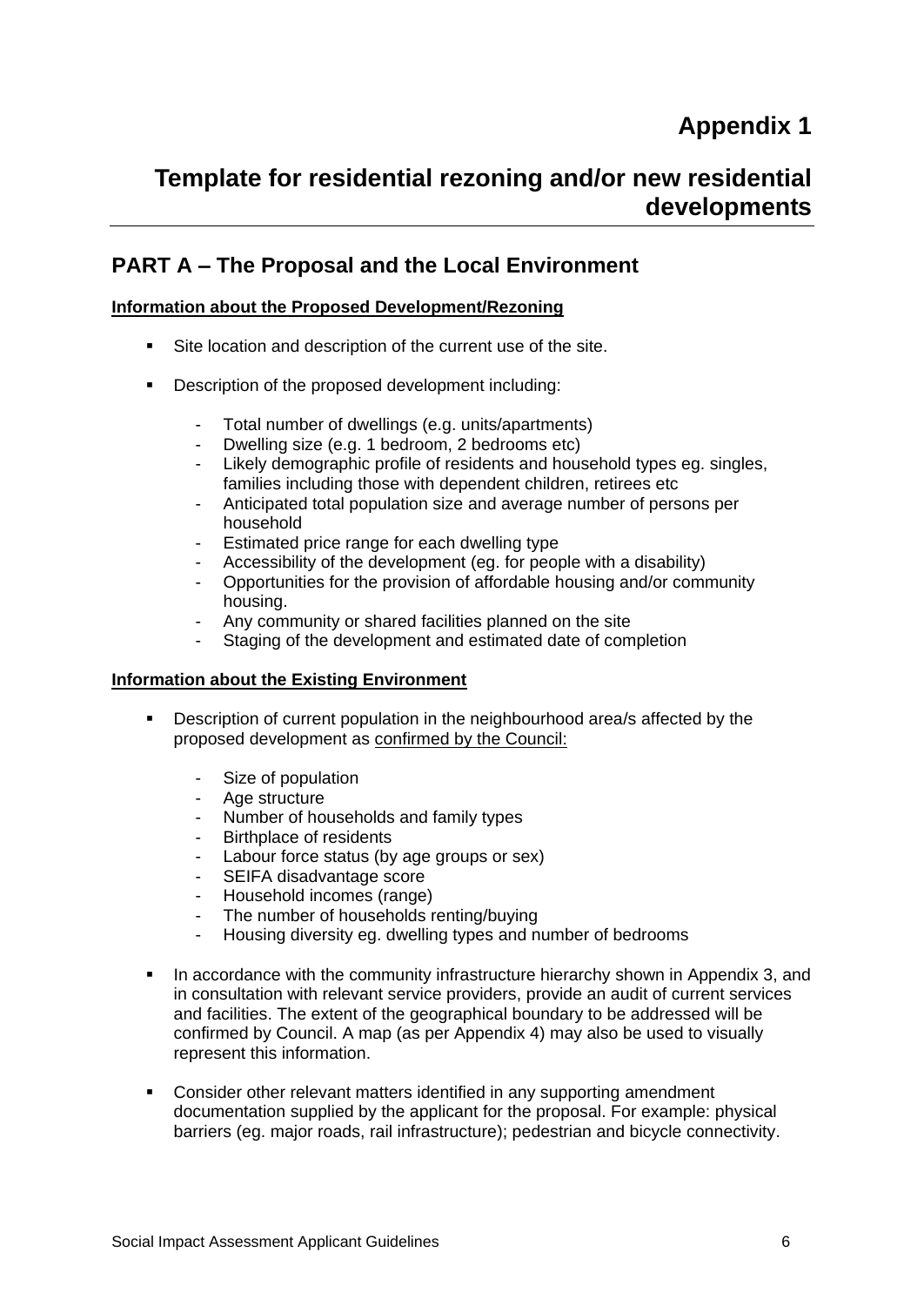# Appendix 1

## Template for residential rezoning and/or new residential developments

### PART A – The Proposal and the Local Environment

**Information about the Proposed Development/Rezoning**

- Site location and description of the current use of the site.
- Description of the proposed development including:
  - Total number of dwellings (e.g. units/apartments)
  - Dwelling size (e.g. 1 bedroom, 2 bedrooms etc)
  - Likely demographic profile of residents and household types eg. singles, families including those with dependent children, retirees etc
  - Anticipated total population size and average number of persons per household
  - Estimated price range for each dwelling type
  - Accessibility of the development (eg. for people with a disability)
  - Opportunities for the provision of affordable housing and/or community housing.
  - Any community or shared facilities planned on the site
  - Staging of the development and estimated date of completion

**Information about the Existing Environment**

- Description of current population in the neighbourhood area/s affected by the proposed development as confirmed by the Council:
  - Size of population
  - Age structure
  - Number of households and family types
  - Birthplace of residents
  - Labour force status (by age groups or sex)
  - SEIFA disadvantage score
  - Household incomes (range)
  - The number of households renting/buying
  - Housing diversity eg. dwelling types and number of bedrooms
- In accordance with the community infrastructure hierarchy shown in Appendix 3, and in consultation with relevant service providers, provide an audit of current services and facilities. The extent of the geographical boundary to be addressed will be confirmed by Council. A map (as per Appendix 4) may also be used to visually represent this information.
- Consider other relevant matters identified in any supporting amendment documentation supplied by the applicant for the proposal. For example: physical barriers (eg. major roads, rail infrastructure); pedestrian and bicycle connectivity.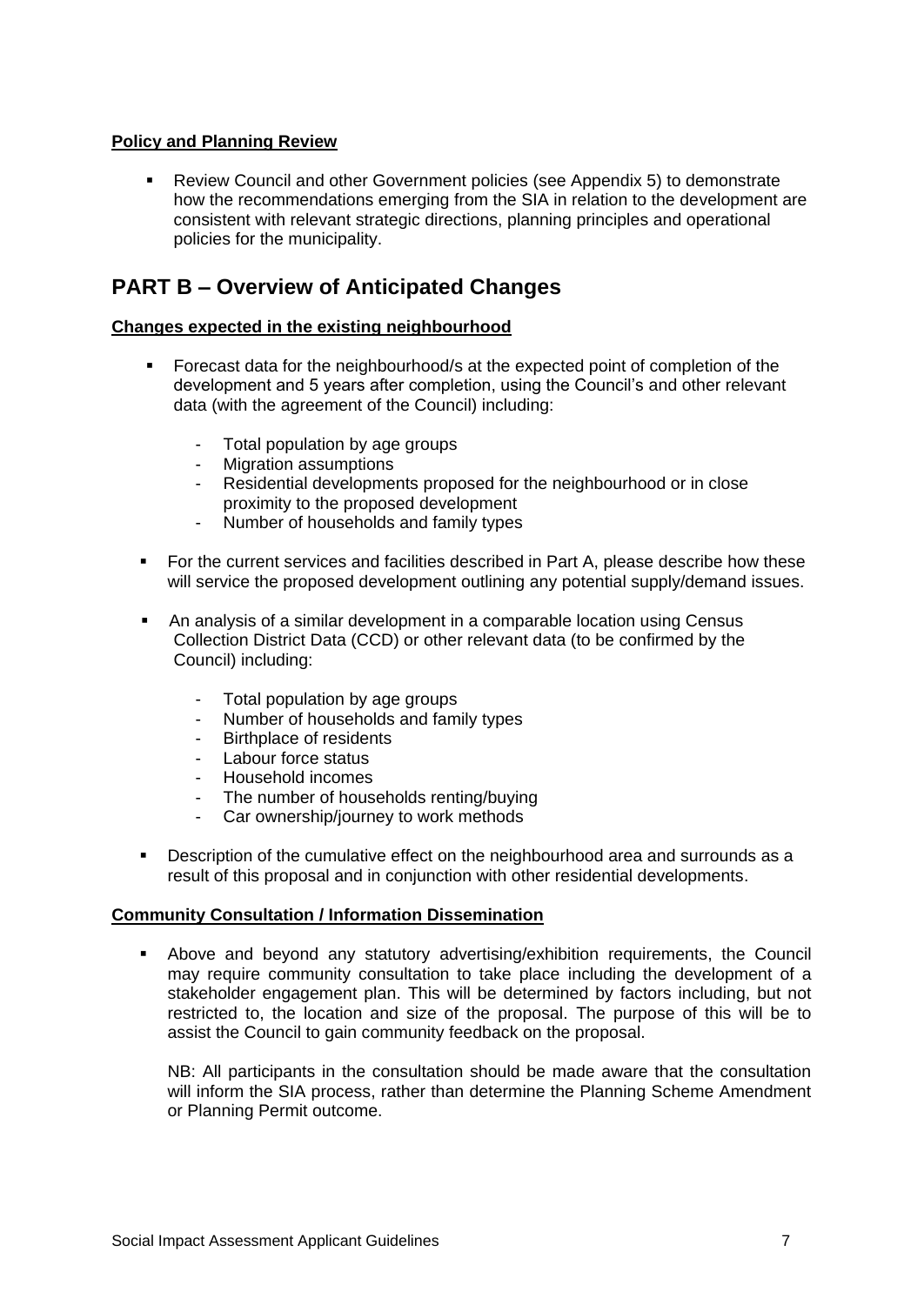**Policy and Planning Review**

- Review Council and other Government policies (see Appendix 5) to demonstrate how the recommendations emerging from the SIA in relation to the development are consistent with relevant strategic directions, planning principles and operational policies for the municipality.

# PART B – Overview of Anticipated Changes

**Changes expected in the existing neighbourhood**

- Forecast data for the neighbourhood/s at the expected point of completion of the development and 5 years after completion, using the Council's and other relevant data (with the agreement of the Council) including:
  - Total population by age groups
  - Migration assumptions
  - Residential developments proposed for the neighbourhood or in close proximity to the proposed development
  - Number of households and family types
- For the current services and facilities described in Part A, please describe how these will service the proposed development outlining any potential supply/demand issues.
- An analysis of a similar development in a comparable location using Census Collection District Data (CCD) or other relevant data (to be confirmed by the Council) including:
  - Total population by age groups
  - Number of households and family types
  - Birthplace of residents
  - Labour force status
  - Household incomes
  - The number of households renting/buying
  - Car ownership/journey to work methods
- Description of the cumulative effect on the neighbourhood area and surrounds as a result of this proposal and in conjunction with other residential developments.

**Community Consultation / Information Dissemination**

- Above and beyond any statutory advertising/exhibition requirements, the Council may require community consultation to take place including the development of a stakeholder engagement plan. This will be determined by factors including, but not restricted to, the location and size of the proposal. The purpose of this will be to assist the Council to gain community feedback on the proposal.

  NB: All participants in the consultation should be made aware that the consultation will inform the SIA process, rather than determine the Planning Scheme Amendment or Planning Permit outcome.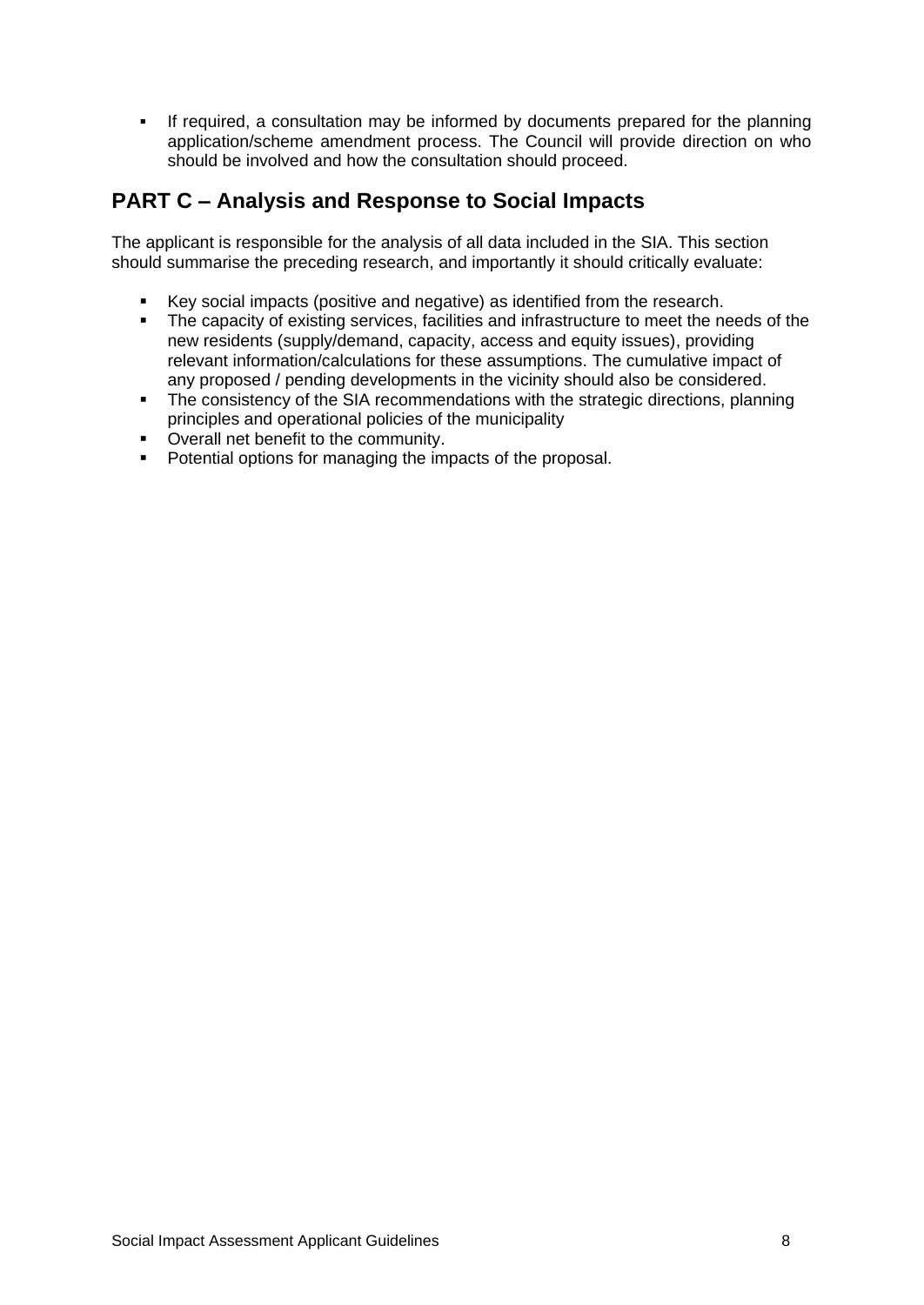- If required, a consultation may be informed by documents prepared for the planning application/scheme amendment process. The Council will provide direction on who should be involved and how the consultation should proceed.

## PART C – Analysis and Response to Social Impacts

The applicant is responsible for the analysis of all data included in the SIA. This section should summarise the preceding research, and importantly it should critically evaluate:

- Key social impacts (positive and negative) as identified from the research.
- The capacity of existing services, facilities and infrastructure to meet the needs of the new residents (supply/demand, capacity, access and equity issues), providing relevant information/calculations for these assumptions. The cumulative impact of any proposed / pending developments in the vicinity should also be considered.
- The consistency of the SIA recommendations with the strategic directions, planning principles and operational policies of the municipality
- Overall net benefit to the community.
- Potential options for managing the impacts of the proposal.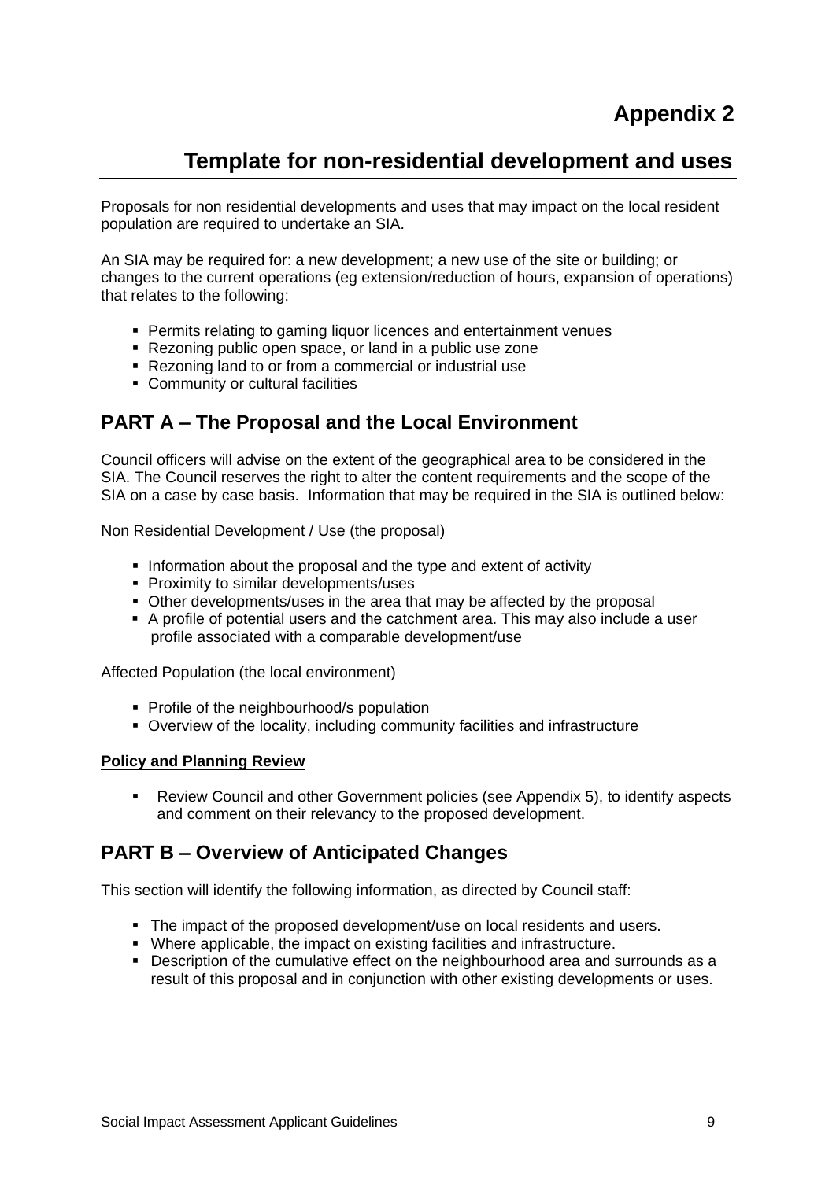# Appendix 2

## Template for non-residential development and uses

Proposals for non residential developments and uses that may impact on the local resident population are required to undertake an SIA.

An SIA may be required for: a new development; a new use of the site or building; or changes to the current operations (eg extension/reduction of hours, expansion of operations) that relates to the following:

- Permits relating to gaming liquor licences and entertainment venues
- Rezoning public open space, or land in a public use zone
- Rezoning land to or from a commercial or industrial use
- Community or cultural facilities

## PART A – The Proposal and the Local Environment

Council officers will advise on the extent of the geographical area to be considered in the SIA. The Council reserves the right to alter the content requirements and the scope of the SIA on a case by case basis. Information that may be required in the SIA is outlined below:

Non Residential Development / Use (the proposal)

- Information about the proposal and the type and extent of activity
- Proximity to similar developments/uses
- Other developments/uses in the area that may be affected by the proposal
- A profile of potential users and the catchment area. This may also include a user profile associated with a comparable development/use

Affected Population (the local environment)

- Profile of the neighbourhood/s population
- Overview of the locality, including community facilities and infrastructure

**Policy and Planning Review**

- Review Council and other Government policies (see Appendix 5), to identify aspects and comment on their relevancy to the proposed development.

## PART B – Overview of Anticipated Changes

This section will identify the following information, as directed by Council staff:

- The impact of the proposed development/use on local residents and users.
- Where applicable, the impact on existing facilities and infrastructure.
- Description of the cumulative effect on the neighbourhood area and surrounds as a result of this proposal and in conjunction with other existing developments or uses.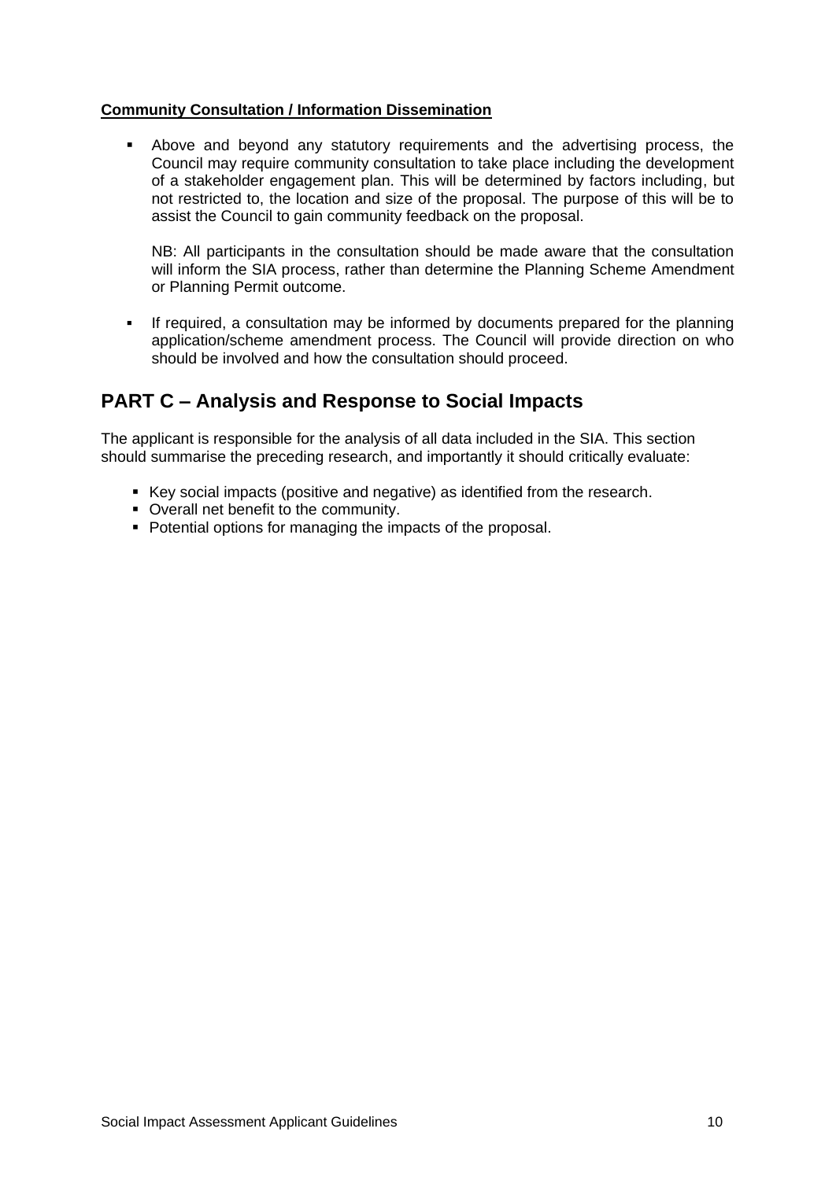**Community Consultation / Information Dissemination**

- Above and beyond any statutory requirements and the advertising process, the Council may require community consultation to take place including the development of a stakeholder engagement plan. This will be determined by factors including, but not restricted to, the location and size of the proposal. The purpose of this will be to assist the Council to gain community feedback on the proposal.

  NB: All participants in the consultation should be made aware that the consultation will inform the SIA process, rather than determine the Planning Scheme Amendment or Planning Permit outcome.

- If required, a consultation may be informed by documents prepared for the planning application/scheme amendment process. The Council will provide direction on who should be involved and how the consultation should proceed.

## PART C – Analysis and Response to Social Impacts

The applicant is responsible for the analysis of all data included in the SIA. This section should summarise the preceding research, and importantly it should critically evaluate:

- Key social impacts (positive and negative) as identified from the research.
- Overall net benefit to the community.
- Potential options for managing the impacts of the proposal.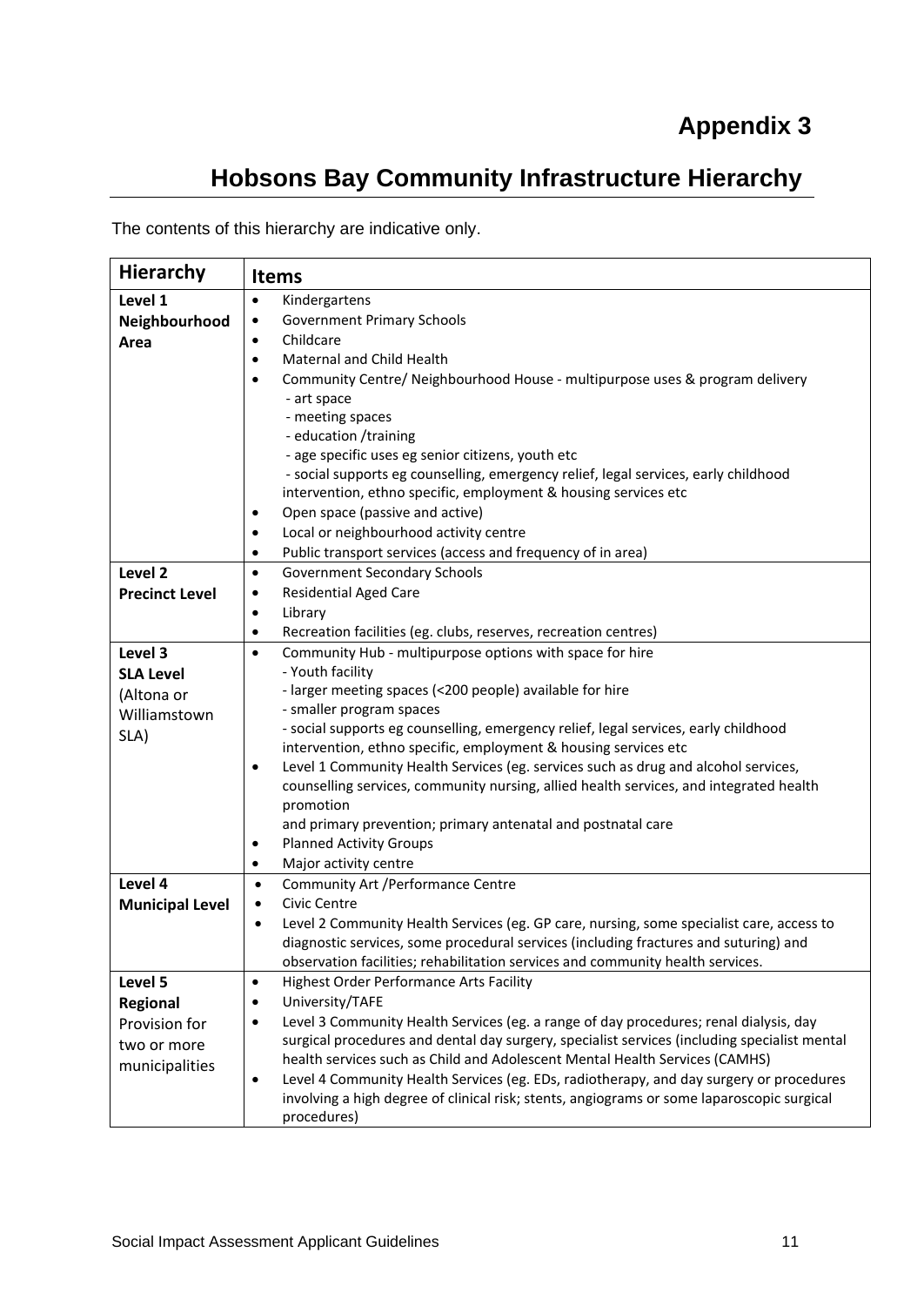# Appendix 3

## Hobsons Bay Community Infrastructure Hierarchy

The contents of this hierarchy are indicative only.

| Hierarchy | Items |
|---|---|
| **Level 1 Neighbourhood Area** | • Kindergartens<br>• Government Primary Schools<br>• Childcare<br>• Maternal and Child Health<br>• Community Centre/ Neighbourhood House - multipurpose uses & program delivery<br>- art space<br>- meeting spaces<br>- education /training<br>- age specific uses eg senior citizens, youth etc<br>- social supports eg counselling, emergency relief, legal services, early childhood intervention, ethno specific, employment & housing services etc<br>• Open space (passive and active)<br>• Local or neighbourhood activity centre<br>• Public transport services (access and frequency of in area) |
| **Level 2 Precinct Level** | • Government Secondary Schools<br>• Residential Aged Care<br>• Library<br>• Recreation facilities (eg. clubs, reserves, recreation centres) |
| **Level 3 SLA Level** (Altona or Williamstown SLA) | • Community Hub - multipurpose options with space for hire<br>- Youth facility<br>- larger meeting spaces (<200 people) available for hire<br>- smaller program spaces<br>- social supports eg counselling, emergency relief, legal services, early childhood intervention, ethno specific, employment & housing services etc<br>• Level 1 Community Health Services (eg. services such as drug and alcohol services, counselling services, community nursing, allied health services, and integrated health promotion and primary prevention; primary antenatal and postnatal care<br>• Planned Activity Groups<br>• Major activity centre |
| **Level 4 Municipal Level** | • Community Art /Performance Centre<br>• Civic Centre<br>• Level 2 Community Health Services (eg. GP care, nursing, some specialist care, access to diagnostic services, some procedural services (including fractures and suturing) and observation facilities; rehabilitation services and community health services. |
| **Level 5 Regional** Provision for two or more municipalities | • Highest Order Performance Arts Facility<br>• University/TAFE<br>• Level 3 Community Health Services (eg. a range of day procedures; renal dialysis, day surgical procedures and dental day surgery, specialist services (including specialist mental health services such as Child and Adolescent Mental Health Services (CAMHS)<br>• Level 4 Community Health Services (eg. EDs, radiotherapy, and day surgery or procedures involving a high degree of clinical risk; stents, angiograms or some laparoscopic surgical procedures) |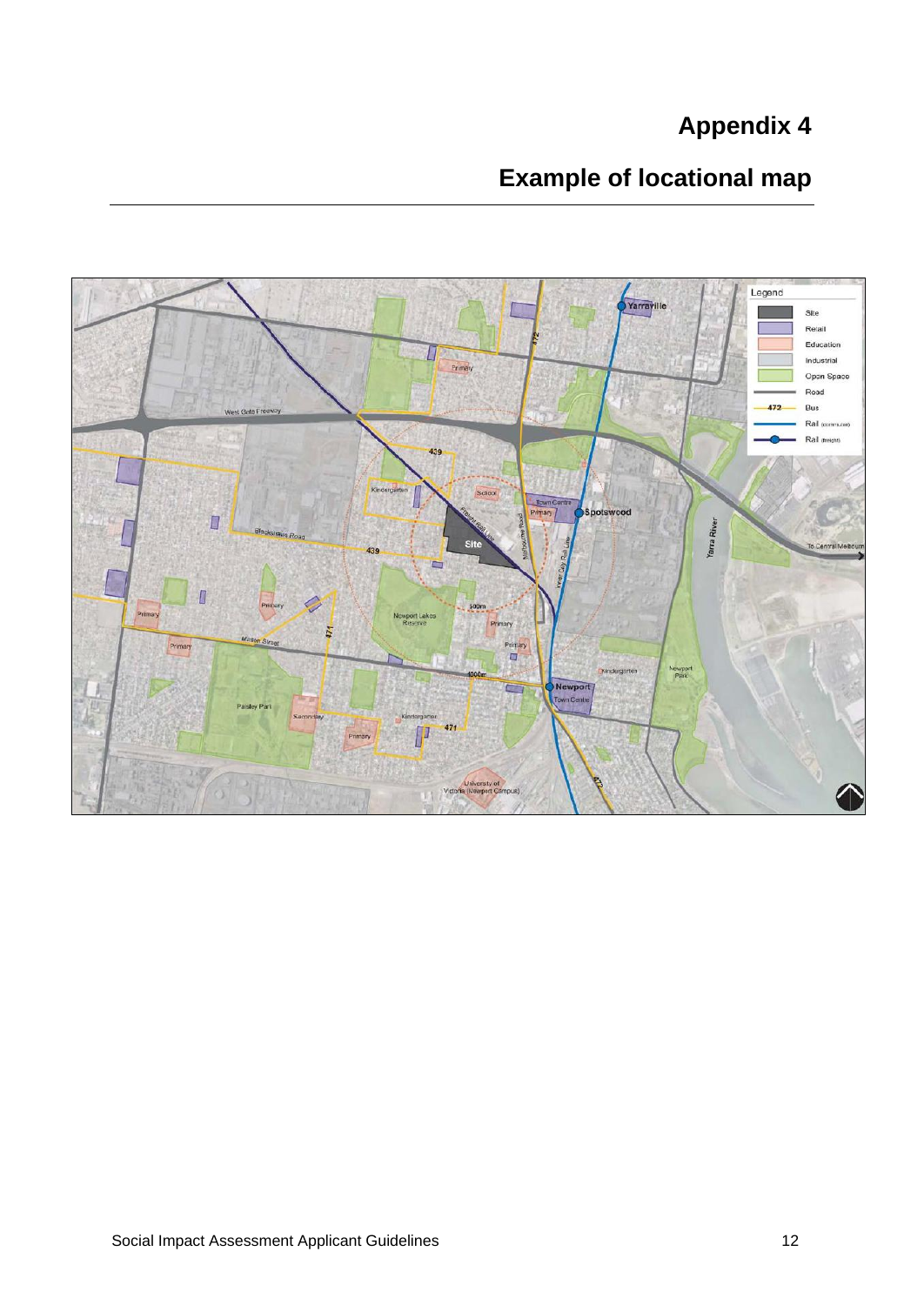# Appendix 4

## Example of locational map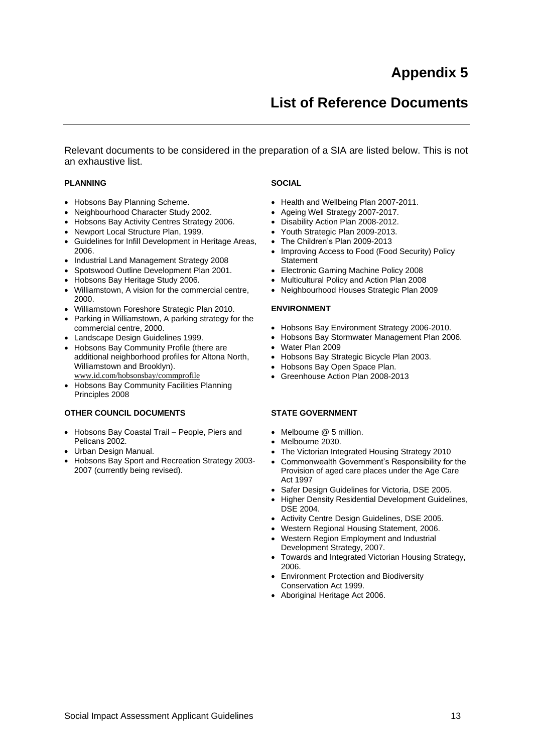# Appendix 5

# List of Reference Documents

Relevant documents to be considered in the preparation of a SIA are listed below. This is not an exhaustive list.

**PLANNING**

- Hobsons Bay Planning Scheme.
- Neighbourhood Character Study 2002.
- Hobsons Bay Activity Centres Strategy 2006.
- Newport Local Structure Plan, 1999.
- Guidelines for Infill Development in Heritage Areas, 2006.
- Industrial Land Management Strategy 2008
- Spotswood Outline Development Plan 2001.
- Hobsons Bay Heritage Study 2006.
- Williamstown, A vision for the commercial centre, 2000.
- Williamstown Foreshore Strategic Plan 2010.
- Parking in Williamstown, A parking strategy for the commercial centre, 2000.
- Landscape Design Guidelines 1999.
- Hobsons Bay Community Profile (there are additional neighborhood profiles for Altona North, Williamstown and Brooklyn). www.id.com/hobsonsbay/commprofile
- Hobsons Bay Community Facilities Planning Principles 2008

**OTHER COUNCIL DOCUMENTS**

- Hobsons Bay Coastal Trail – People, Piers and Pelicans 2002.
- Urban Design Manual.
- Hobsons Bay Sport and Recreation Strategy 2003-2007 (currently being revised).

**SOCIAL**

- Health and Wellbeing Plan 2007-2011.
- Ageing Well Strategy 2007-2017.
- Disability Action Plan 2008-2012.
- Youth Strategic Plan 2009-2013.
- The Children's Plan 2009-2013
- Improving Access to Food (Food Security) Policy Statement
- Electronic Gaming Machine Policy 2008
- Multicultural Policy and Action Plan 2008
- Neighbourhood Houses Strategic Plan 2009

**ENVIRONMENT**

- Hobsons Bay Environment Strategy 2006-2010.
- Hobsons Bay Stormwater Management Plan 2006.
- Water Plan 2009
- Hobsons Bay Strategic Bicycle Plan 2003.
- Hobsons Bay Open Space Plan.
- Greenhouse Action Plan 2008-2013

**STATE GOVERNMENT**

- Melbourne @ 5 million.
- Melbourne 2030.
- The Victorian Integrated Housing Strategy 2010
- Commonwealth Government's Responsibility for the Provision of aged care places under the Age Care Act 1997
- Safer Design Guidelines for Victoria, DSE 2005.
- Higher Density Residential Development Guidelines, DSE 2004.
- Activity Centre Design Guidelines, DSE 2005.
- Western Regional Housing Statement, 2006.
- Western Region Employment and Industrial Development Strategy, 2007.
- Towards and Integrated Victorian Housing Strategy, 2006.
- Environment Protection and Biodiversity Conservation Act 1999.
- Aboriginal Heritage Act 2006.